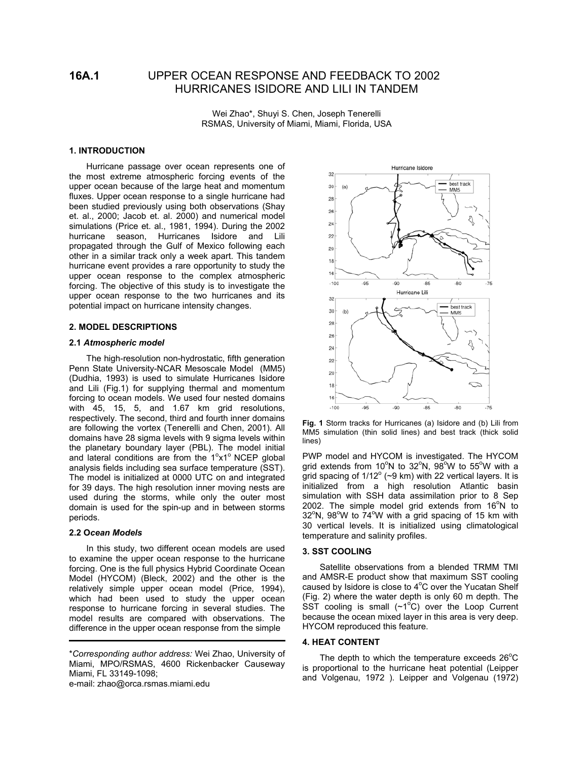# 16A.1 UPPER OCEAN RESPONSE AND FEEDBACK TO 2002 HURRICANES ISIDORE AND LILI IN TANDEM

Wei Zhao*, Shuyi S. Chen, Joseph Tenerelli
RSMAS, University of Miami, Miami, Florida, USA

## 1. INTRODUCTION

Hurricane passage over ocean represents one of the most extreme atmospheric forcing events of the upper ocean because of the large heat and momentum fluxes. Upper ocean response to a single hurricane had been studied previously using both observations (Shay et. al., 2000; Jacob et. al. 2000) and numerical model simulations (Price et. al., 1981, 1994). During the 2002 hurricane season, Hurricanes Isidore and Lili propagated through the Gulf of Mexico following each other in a similar track only a week apart. This tandem hurricane event provides a rare opportunity to study the upper ocean response to the complex atmospheric forcing. The objective of this study is to investigate the upper ocean response to the two hurricanes and its potential impact on hurricane intensity changes.

## 2. MODEL DESCRIPTIONS

### 2.1 *Atmospheric model*

The high-resolution non-hydrostatic, fifth generation Penn State University-NCAR Mesoscale Model (MM5) (Dudhia, 1993) is used to simulate Hurricanes Isidore and Lili (Fig.1) for supplying thermal and momentum forcing to ocean models. We used four nested domains with 45, 15, 5, and 1.67 km grid resolutions, respectively. The second, third and fourth inner domains are following the vortex (Tenerelli and Chen, 2001). All domains have 28 sigma levels with 9 sigma levels within the planetary boundary layer (PBL). The model initial and lateral conditions are from the 1°x1° NCEP global analysis fields including sea surface temperature (SST). The model is initialized at 0000 UTC on and integrated for 39 days. The high resolution inner moving nests are used during the storms, while only the outer most domain is used for the spin-up and in between storms periods.

### 2.2 O*cean Models*

In this study, two different ocean models are used to examine the upper ocean response to the hurricane forcing. One is the full physics Hybrid Coordinate Ocean Model (HYCOM) (Bleck, 2002) and the other is the relatively simple upper ocean model (Price, 1994), which had been used to study the upper ocean response to hurricane forcing in several studies. The model results are compared with observations. The difference in the upper ocean response from the simple PWP model and HYCOM is investigated. The HYCOM grid extends from 10°N to 32°N, 98°W to 55°W with a grid spacing of 1/12° (~9 km) with 22 vertical layers. It is initialized from a high resolution Atlantic basin simulation with SSH data assimilation prior to 8 Sep 2002. The simple model grid extends from 16°N to 32°N, 98°W to 74°W with a grid spacing of 15 km with 30 vertical levels. It is initialized using climatological temperature and salinity profiles.

**Fig. 1** Storm tracks for Hurricanes (a) Isidore and (b) Lili from MM5 simulation (thin solid lines) and best track (thick solid lines)

## 3. SST COOLING

Satellite observations from a blended TRMM TMI and AMSR-E product show that maximum SST cooling caused by Isidore is close to 4°C over the Yucatan Shelf (Fig. 2) where the water depth is only 60 m depth. The SST cooling is small (~1°C) over the Loop Current because the ocean mixed layer in this area is very deep. HYCOM reproduced this feature.

## 4. HEAT CONTENT

The depth to which the temperature exceeds 26°C is proportional to the hurricane heat potential (Leipper and Volgenau, 1972 ). Leipper and Volgenau (1972)

---

\**Corresponding author address:* Wei Zhao, University of Miami, MPO/RSMAS, 4600 Rickenbacker Causeway Miami, FL 33149-1098;
e-mail: zhao@orca.rsmas.miami.edu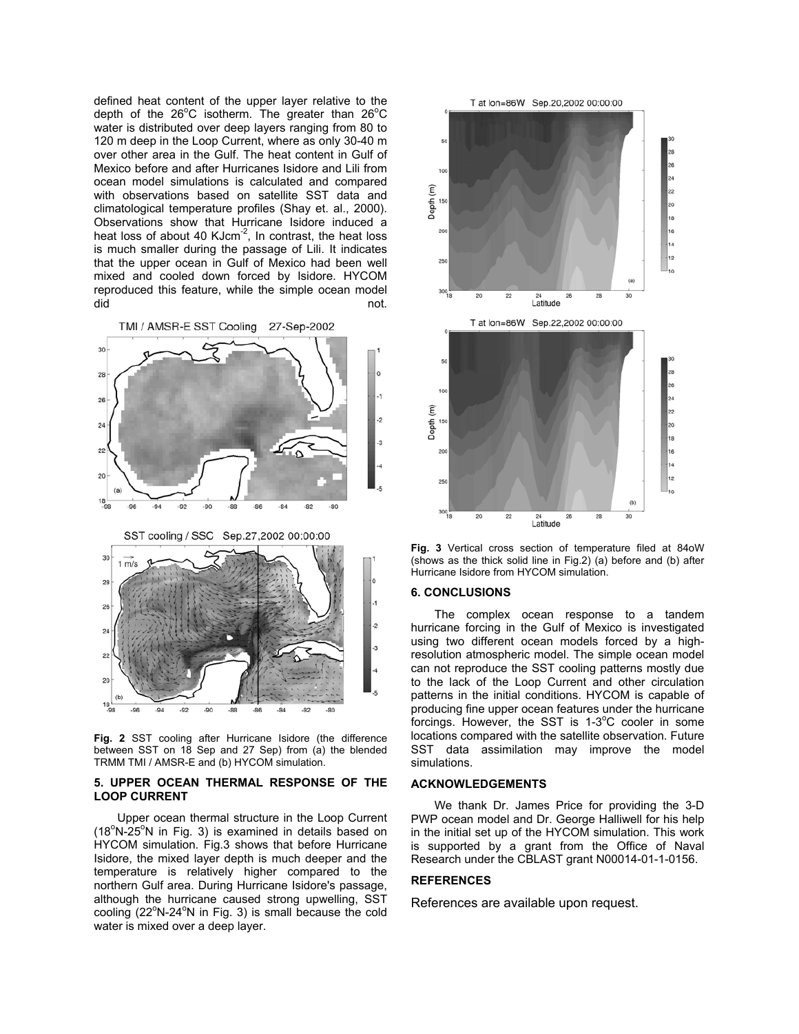defined heat content of the upper layer relative to the depth of the 26°C isotherm. The greater than 26°C water is distributed over deep layers ranging from 80 to 120 m deep in the Loop Current, where as only 30-40 m over other area in the Gulf. The heat content in Gulf of Mexico before and after Hurricanes Isidore and Lili from ocean model simulations is calculated and compared with observations based on satellite SST data and climatological temperature profiles (Shay et. al., 2000). Observations show that Hurricane Isidore induced a heat loss of about 40 $KJcm^{-2}$, In contrast, the heat loss is much smaller during the passage of Lili. It indicates that the upper ocean in Gulf of Mexico had been well mixed and cooled down forced by Isidore. HYCOM reproduced this feature, while the simple ocean model did not.

TMI / AMSR-E SST Cooling 27-Sep-2002

SST cooling / SSC Sep.27,2002 00:00:00

**Fig. 2** SST cooling after Hurricane Isidore (the difference between SST on 18 Sep and 27 Sep) from (a) the blended TRMM TMI / AMSR-E and (b) HYCOM simulation.

## 5. UPPER OCEAN THERMAL RESPONSE OF THE LOOP CURRENT

Upper ocean thermal structure in the Loop Current (18°N-25°N in Fig. 3) is examined in details based on HYCOM simulation. Fig.3 shows that before Hurricane Isidore, the mixed layer depth is much deeper and the temperature is relatively higher compared to the northern Gulf area. During Hurricane Isidore's passage, although the hurricane caused strong upwelling, SST cooling (22°N-24°N in Fig. 3) is small because the cold water is mixed over a deep layer.

T at lon=86W Sep.20,2002 00:00:00

T at lon=86W Sep.22,2002 00:00:00

**Fig. 3** Vertical cross section of temperature filed at 84oW (shows as the thick solid line in Fig.2) (a) before and (b) after Hurricane Isidore from HYCOM simulation.

## 6. CONCLUSIONS

The complex ocean response to a tandem hurricane forcing in the Gulf of Mexico is investigated using two different ocean models forced by a high-resolution atmospheric model. The simple ocean model can not reproduce the SST cooling patterns mostly due to the lack of the Loop Current and other circulation patterns in the initial conditions. HYCOM is capable of producing fine upper ocean features under the hurricane forcings. However, the SST is 1-3°C cooler in some locations compared with the satellite observation. Future SST data assimilation may improve the model simulations.

## ACKNOWLEDGEMENTS

We thank Dr. James Price for providing the 3-D PWP ocean model and Dr. George Halliwell for his help in the initial set up of the HYCOM simulation. This work is supported by a grant from the Office of Naval Research under the CBLAST grant N00014-01-1-0156.

## REFERENCES

References are available upon request.